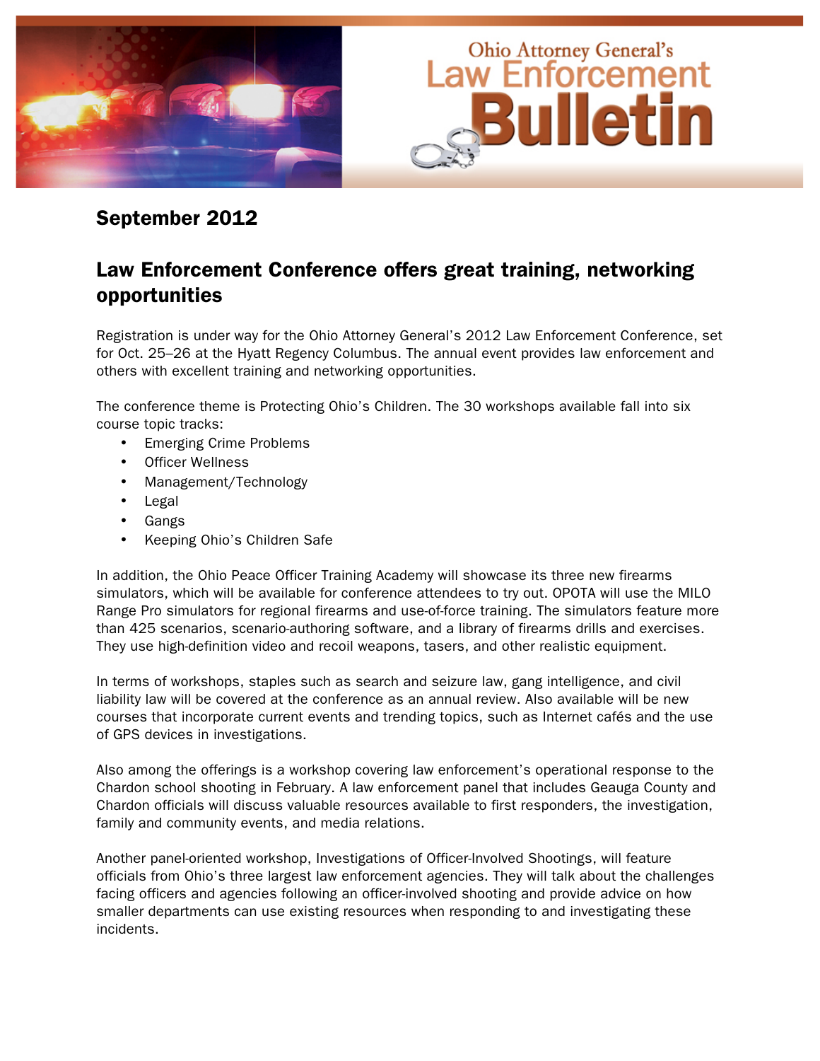# Ohio Attorney General's Law Enforcement Bulletin

## September 2012

## Law Enforcement Conference offers great training, networking opportunities

Registration is under way for the Ohio Attorney General's 2012 Law Enforcement Conference, set for Oct. 25–26 at the Hyatt Regency Columbus. The annual event provides law enforcement and others with excellent training and networking opportunities.

The conference theme is Protecting Ohio's Children. The 30 workshops available fall into six course topic tracks:

- Emerging Crime Problems
- Officer Wellness
- Management/Technology
- Legal
- Gangs
- Keeping Ohio's Children Safe

In addition, the Ohio Peace Officer Training Academy will showcase its three new firearms simulators, which will be available for conference attendees to try out. OPOTA will use the MILO Range Pro simulators for regional firearms and use-of-force training. The simulators feature more than 425 scenarios, scenario-authoring software, and a library of firearms drills and exercises. They use high-definition video and recoil weapons, tasers, and other realistic equipment.

In terms of workshops, staples such as search and seizure law, gang intelligence, and civil liability law will be covered at the conference as an annual review. Also available will be new courses that incorporate current events and trending topics, such as Internet cafés and the use of GPS devices in investigations.

Also among the offerings is a workshop covering law enforcement's operational response to the Chardon school shooting in February. A law enforcement panel that includes Geauga County and Chardon officials will discuss valuable resources available to first responders, the investigation, family and community events, and media relations.

Another panel-oriented workshop, Investigations of Officer-Involved Shootings, will feature officials from Ohio's three largest law enforcement agencies. They will talk about the challenges facing officers and agencies following an officer-involved shooting and provide advice on how smaller departments can use existing resources when responding to and investigating these incidents.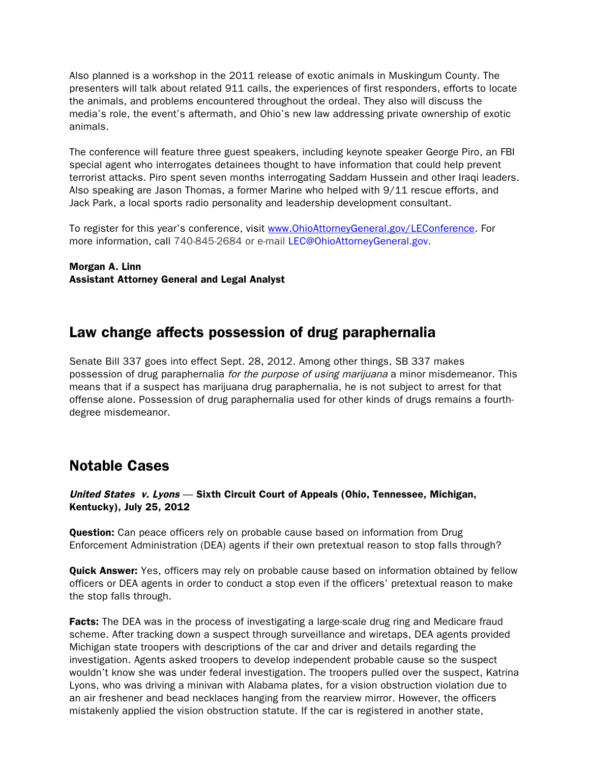Also planned is a workshop in the 2011 release of exotic animals in Muskingum County. The presenters will talk about related 911 calls, the experiences of first responders, efforts to locate the animals, and problems encountered throughout the ordeal. They also will discuss the media's role, the event's aftermath, and Ohio's new law addressing private ownership of exotic animals.

The conference will feature three guest speakers, including keynote speaker George Piro, an FBI special agent who interrogates detainees thought to have information that could help prevent terrorist attacks. Piro spent seven months interrogating Saddam Hussein and other Iraqi leaders. Also speaking are Jason Thomas, a former Marine who helped with 9/11 rescue efforts, and Jack Park, a local sports radio personality and leadership development consultant.

To register for this year's conference, visit www.OhioAttorneyGeneral.gov/LEConference. For more information, call 740-845-2684 or e-mail LEC@OhioAttorneyGeneral.gov.

**Morgan A. Linn**
**Assistant Attorney General and Legal Analyst**

## Law change affects possession of drug paraphernalia

Senate Bill 337 goes into effect Sept. 28, 2012. Among other things, SB 337 makes possession of drug paraphernalia *for the purpose of using marijuana* a minor misdemeanor. This means that if a suspect has marijuana drug paraphernalia, he is not subject to arrest for that offense alone. Possession of drug paraphernalia used for other kinds of drugs remains a fourth-degree misdemeanor.

## Notable Cases

### *United States v. Lyons* — Sixth Circuit Court of Appeals (Ohio, Tennessee, Michigan, Kentucky), July 25, 2012

**Question:** Can peace officers rely on probable cause based on information from Drug Enforcement Administration (DEA) agents if their own pretextual reason to stop falls through?

**Quick Answer:** Yes, officers may rely on probable cause based on information obtained by fellow officers or DEA agents in order to conduct a stop even if the officers' pretextual reason to make the stop falls through.

**Facts:** The DEA was in the process of investigating a large-scale drug ring and Medicare fraud scheme. After tracking down a suspect through surveillance and wiretaps, DEA agents provided Michigan state troopers with descriptions of the car and driver and details regarding the investigation. Agents asked troopers to develop independent probable cause so the suspect wouldn't know she was under federal investigation. The troopers pulled over the suspect, Katrina Lyons, who was driving a minivan with Alabama plates, for a vision obstruction violation due to an air freshener and bead necklaces hanging from the rearview mirror. However, the officers mistakenly applied the vision obstruction statute. If the car is registered in another state,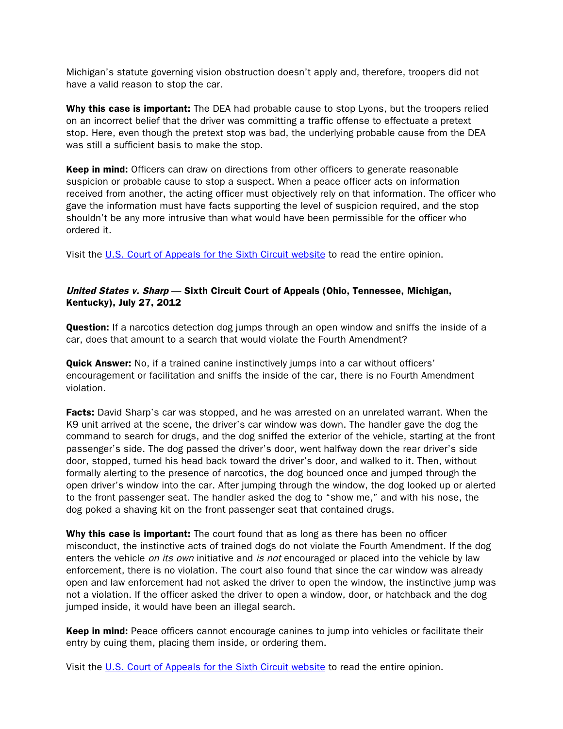Michigan's statute governing vision obstruction doesn't apply and, therefore, troopers did not have a valid reason to stop the car.

**Why this case is important:** The DEA had probable cause to stop Lyons, but the troopers relied on an incorrect belief that the driver was committing a traffic offense to effectuate a pretext stop. Here, even though the pretext stop was bad, the underlying probable cause from the DEA was still a sufficient basis to make the stop.

**Keep in mind:** Officers can draw on directions from other officers to generate reasonable suspicion or probable cause to stop a suspect. When a peace officer acts on information received from another, the acting officer must objectively rely on that information. The officer who gave the information must have facts supporting the level of suspicion required, and the stop shouldn't be any more intrusive than what would have been permissible for the officer who ordered it.

Visit the [U.S. Court of Appeals for the Sixth Circuit website] to read the entire opinion.

### ***United States v. Sharp*** — Sixth Circuit Court of Appeals (Ohio, Tennessee, Michigan, Kentucky), July 27, 2012

**Question:** If a narcotics detection dog jumps through an open window and sniffs the inside of a car, does that amount to a search that would violate the Fourth Amendment?

**Quick Answer:** No, if a trained canine instinctively jumps into a car without officers' encouragement or facilitation and sniffs the inside of the car, there is no Fourth Amendment violation.

**Facts:** David Sharp's car was stopped, and he was arrested on an unrelated warrant. When the K9 unit arrived at the scene, the driver's car window was down. The handler gave the dog the command to search for drugs, and the dog sniffed the exterior of the vehicle, starting at the front passenger's side. The dog passed the driver's door, went halfway down the rear driver's side door, stopped, turned his head back toward the driver's door, and walked to it. Then, without formally alerting to the presence of narcotics, the dog bounced once and jumped through the open driver's window into the car. After jumping through the window, the dog looked up or alerted to the front passenger seat. The handler asked the dog to "show me," and with his nose, the dog poked a shaving kit on the front passenger seat that contained drugs.

**Why this case is important:** The court found that as long as there has been no officer misconduct, the instinctive acts of trained dogs do not violate the Fourth Amendment. If the dog enters the vehicle *on its own* initiative and *is not* encouraged or placed into the vehicle by law enforcement, there is no violation. The court also found that since the car window was already open and law enforcement had not asked the driver to open the window, the instinctive jump was not a violation. If the officer asked the driver to open a window, door, or hatchback and the dog jumped inside, it would have been an illegal search.

**Keep in mind:** Peace officers cannot encourage canines to jump into vehicles or facilitate their entry by cuing them, placing them inside, or ordering them.

Visit the [U.S. Court of Appeals for the Sixth Circuit website] to read the entire opinion.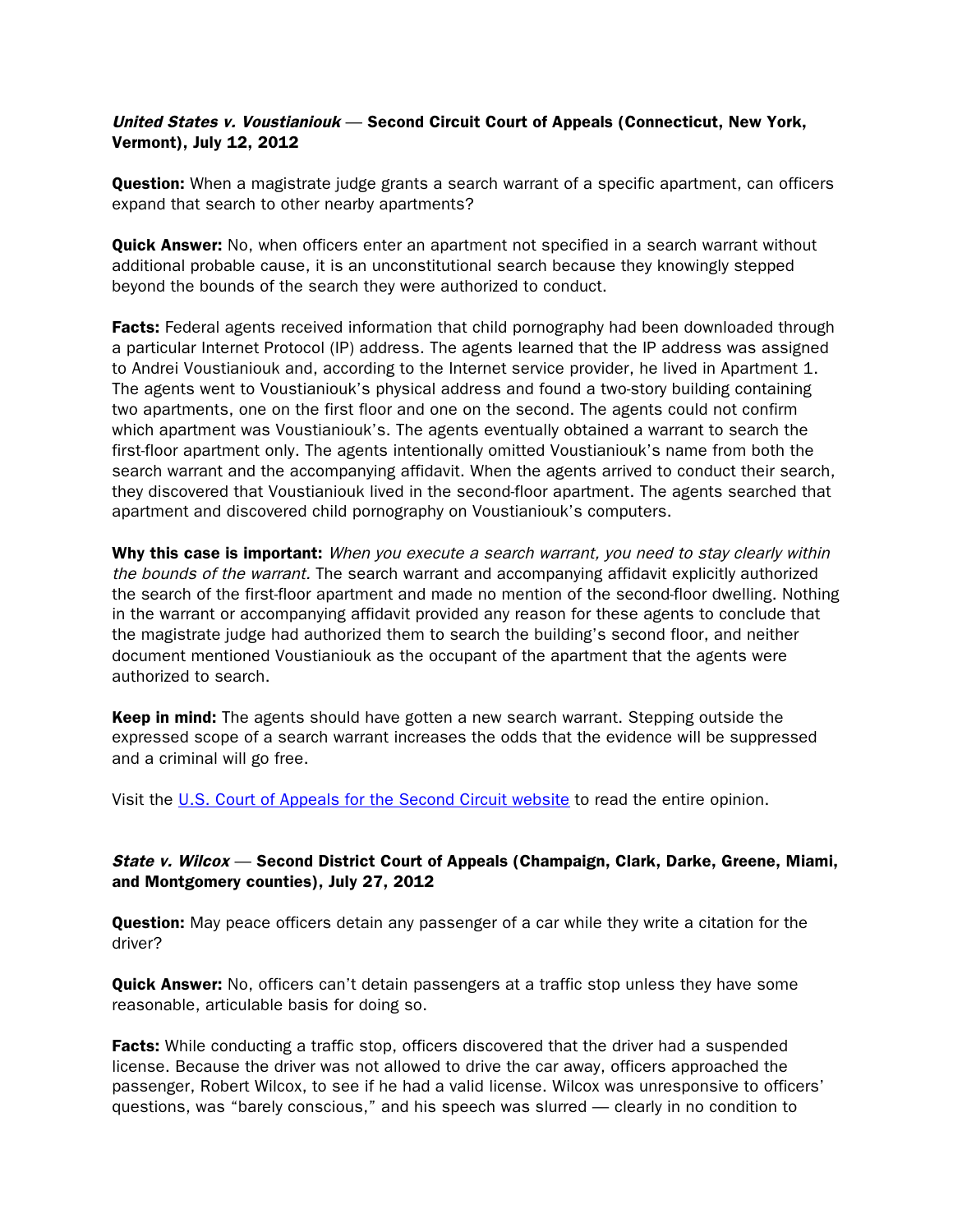***United States v. Voustianiouk* — Second Circuit Court of Appeals (Connecticut, New York, Vermont), July 12, 2012**

**Question:** When a magistrate judge grants a search warrant of a specific apartment, can officers expand that search to other nearby apartments?

**Quick Answer:** No, when officers enter an apartment not specified in a search warrant without additional probable cause, it is an unconstitutional search because they knowingly stepped beyond the bounds of the search they were authorized to conduct.

**Facts:** Federal agents received information that child pornography had been downloaded through a particular Internet Protocol (IP) address. The agents learned that the IP address was assigned to Andrei Voustianiouk and, according to the Internet service provider, he lived in Apartment 1. The agents went to Voustianiouk's physical address and found a two-story building containing two apartments, one on the first floor and one on the second. The agents could not confirm which apartment was Voustianiouk's. The agents eventually obtained a warrant to search the first-floor apartment only. The agents intentionally omitted Voustianiouk's name from both the search warrant and the accompanying affidavit. When the agents arrived to conduct their search, they discovered that Voustianiouk lived in the second-floor apartment. The agents searched that apartment and discovered child pornography on Voustianiouk's computers.

**Why this case is important:** *When you execute a search warrant, you need to stay clearly within the bounds of the warrant.* The search warrant and accompanying affidavit explicitly authorized the search of the first-floor apartment and made no mention of the second-floor dwelling. Nothing in the warrant or accompanying affidavit provided any reason for these agents to conclude that the magistrate judge had authorized them to search the building's second floor, and neither document mentioned Voustianiouk as the occupant of the apartment that the agents were authorized to search.

**Keep in mind:** The agents should have gotten a new search warrant. Stepping outside the expressed scope of a search warrant increases the odds that the evidence will be suppressed and a criminal will go free.

Visit the U.S. Court of Appeals for the Second Circuit website to read the entire opinion.

***State v. Wilcox* — Second District Court of Appeals (Champaign, Clark, Darke, Greene, Miami, and Montgomery counties), July 27, 2012**

**Question:** May peace officers detain any passenger of a car while they write a citation for the driver?

**Quick Answer:** No, officers can't detain passengers at a traffic stop unless they have some reasonable, articulable basis for doing so.

**Facts:** While conducting a traffic stop, officers discovered that the driver had a suspended license. Because the driver was not allowed to drive the car away, officers approached the passenger, Robert Wilcox, to see if he had a valid license. Wilcox was unresponsive to officers' questions, was "barely conscious," and his speech was slurred — clearly in no condition to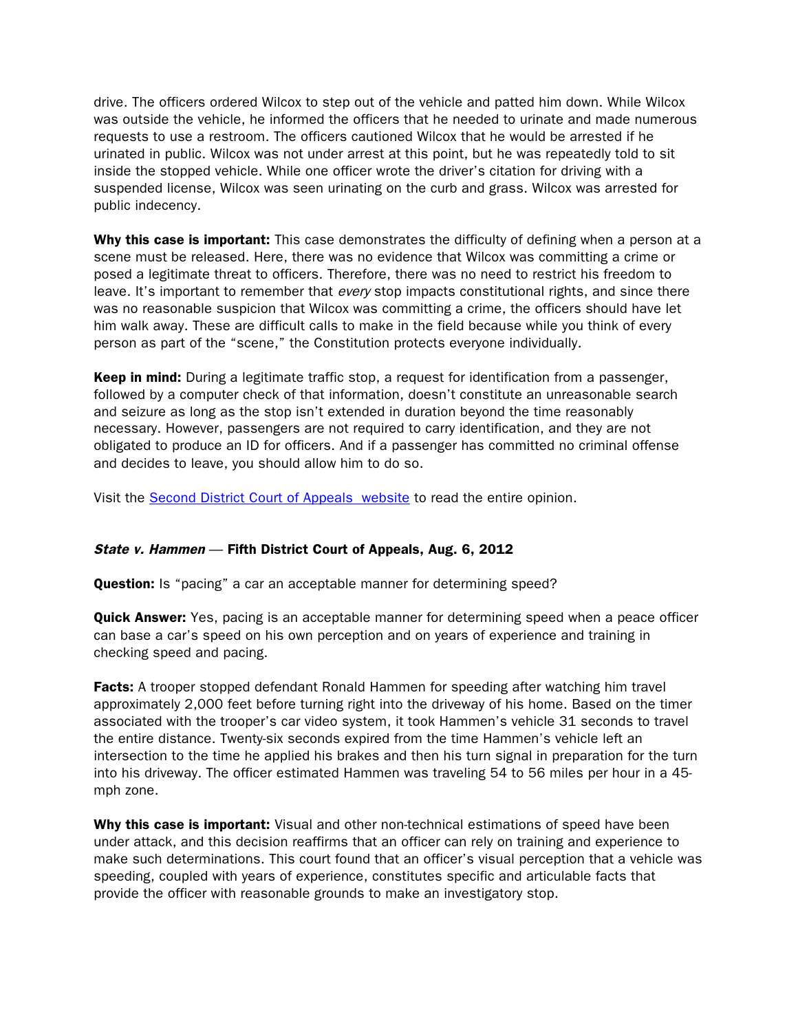drive. The officers ordered Wilcox to step out of the vehicle and patted him down. While Wilcox was outside the vehicle, he informed the officers that he needed to urinate and made numerous requests to use a restroom. The officers cautioned Wilcox that he would be arrested if he urinated in public. Wilcox was not under arrest at this point, but he was repeatedly told to sit inside the stopped vehicle. While one officer wrote the driver's citation for driving with a suspended license, Wilcox was seen urinating on the curb and grass. Wilcox was arrested for public indecency.

**Why this case is important:** This case demonstrates the difficulty of defining when a person at a scene must be released. Here, there was no evidence that Wilcox was committing a crime or posed a legitimate threat to officers. Therefore, there was no need to restrict his freedom to leave. It's important to remember that *every* stop impacts constitutional rights, and since there was no reasonable suspicion that Wilcox was committing a crime, the officers should have let him walk away. These are difficult calls to make in the field because while you think of every person as part of the "scene," the Constitution protects everyone individually.

**Keep in mind:** During a legitimate traffic stop, a request for identification from a passenger, followed by a computer check of that information, doesn't constitute an unreasonable search and seizure as long as the stop isn't extended in duration beyond the time reasonably necessary. However, passengers are not required to carry identification, and they are not obligated to produce an ID for officers. And if a passenger has committed no criminal offense and decides to leave, you should allow him to do so.

Visit the [Second District Court of Appeals website]() to read the entire opinion.

### *State v. Hammen* — Fifth District Court of Appeals, Aug. 6, 2012

**Question:** Is "pacing" a car an acceptable manner for determining speed?

**Quick Answer:** Yes, pacing is an acceptable manner for determining speed when a peace officer can base a car's speed on his own perception and on years of experience and training in checking speed and pacing.

**Facts:** A trooper stopped defendant Ronald Hammen for speeding after watching him travel approximately 2,000 feet before turning right into the driveway of his home. Based on the timer associated with the trooper's car video system, it took Hammen's vehicle 31 seconds to travel the entire distance. Twenty-six seconds expired from the time Hammen's vehicle left an intersection to the time he applied his brakes and then his turn signal in preparation for the turn into his driveway. The officer estimated Hammen was traveling 54 to 56 miles per hour in a 45-mph zone.

**Why this case is important:** Visual and other non-technical estimations of speed have been under attack, and this decision reaffirms that an officer can rely on training and experience to make such determinations. This court found that an officer's visual perception that a vehicle was speeding, coupled with years of experience, constitutes specific and articulable facts that provide the officer with reasonable grounds to make an investigatory stop.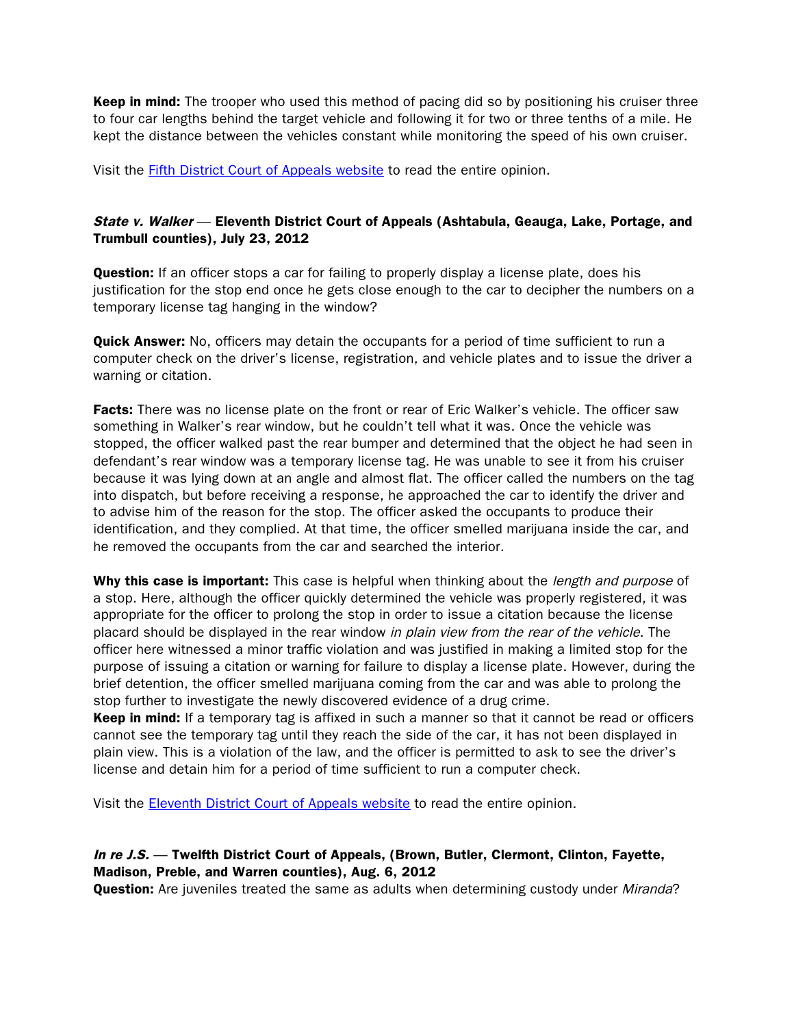**Keep in mind:** The trooper who used this method of pacing did so by positioning his cruiser three to four car lengths behind the target vehicle and following it for two or three tenths of a mile. He kept the distance between the vehicles constant while monitoring the speed of his own cruiser.

Visit the Fifth District Court of Appeals website to read the entire opinion.

### *State v. Walker* — Eleventh District Court of Appeals (Ashtabula, Geauga, Lake, Portage, and Trumbull counties), July 23, 2012

**Question:** If an officer stops a car for failing to properly display a license plate, does his justification for the stop end once he gets close enough to the car to decipher the numbers on a temporary license tag hanging in the window?

**Quick Answer:** No, officers may detain the occupants for a period of time sufficient to run a computer check on the driver's license, registration, and vehicle plates and to issue the driver a warning or citation.

**Facts:** There was no license plate on the front or rear of Eric Walker's vehicle. The officer saw something in Walker's rear window, but he couldn't tell what it was. Once the vehicle was stopped, the officer walked past the rear bumper and determined that the object he had seen in defendant's rear window was a temporary license tag. He was unable to see it from his cruiser because it was lying down at an angle and almost flat. The officer called the numbers on the tag into dispatch, but before receiving a response, he approached the car to identify the driver and to advise him of the reason for the stop. The officer asked the occupants to produce their identification, and they complied. At that time, the officer smelled marijuana inside the car, and he removed the occupants from the car and searched the interior.

**Why this case is important:** This case is helpful when thinking about the *length and purpose* of a stop. Here, although the officer quickly determined the vehicle was properly registered, it was appropriate for the officer to prolong the stop in order to issue a citation because the license placard should be displayed in the rear window *in plain view from the rear of the vehicle*. The officer here witnessed a minor traffic violation and was justified in making a limited stop for the purpose of issuing a citation or warning for failure to display a license plate. However, during the brief detention, the officer smelled marijuana coming from the car and was able to prolong the stop further to investigate the newly discovered evidence of a drug crime.

**Keep in mind:** If a temporary tag is affixed in such a manner so that it cannot be read or officers cannot see the temporary tag until they reach the side of the car, it has not been displayed in plain view. This is a violation of the law, and the officer is permitted to ask to see the driver's license and detain him for a period of time sufficient to run a computer check.

Visit the Eleventh District Court of Appeals website to read the entire opinion.

### *In re J.S.* — Twelfth District Court of Appeals, (Brown, Butler, Clermont, Clinton, Fayette, Madison, Preble, and Warren counties), Aug. 6, 2012

**Question:** Are juveniles treated the same as adults when determining custody under *Miranda*?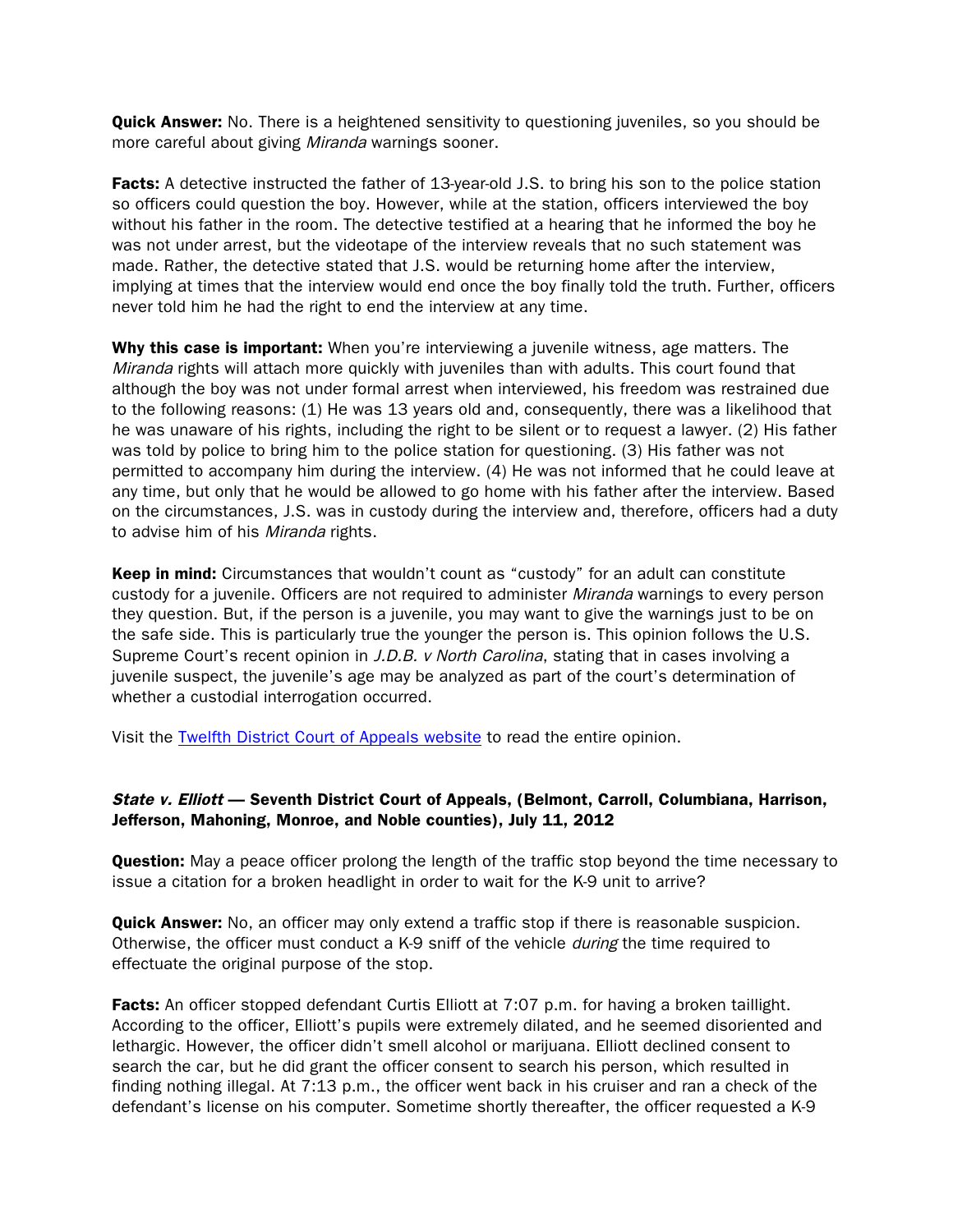**Quick Answer:** No. There is a heightened sensitivity to questioning juveniles, so you should be more careful about giving *Miranda* warnings sooner.

**Facts:** A detective instructed the father of 13-year-old J.S. to bring his son to the police station so officers could question the boy. However, while at the station, officers interviewed the boy without his father in the room. The detective testified at a hearing that he informed the boy he was not under arrest, but the videotape of the interview reveals that no such statement was made. Rather, the detective stated that J.S. would be returning home after the interview, implying at times that the interview would end once the boy finally told the truth. Further, officers never told him he had the right to end the interview at any time.

**Why this case is important:** When you're interviewing a juvenile witness, age matters. The *Miranda* rights will attach more quickly with juveniles than with adults. This court found that although the boy was not under formal arrest when interviewed, his freedom was restrained due to the following reasons: (1) He was 13 years old and, consequently, there was a likelihood that he was unaware of his rights, including the right to be silent or to request a lawyer. (2) His father was told by police to bring him to the police station for questioning. (3) His father was not permitted to accompany him during the interview. (4) He was not informed that he could leave at any time, but only that he would be allowed to go home with his father after the interview. Based on the circumstances, J.S. was in custody during the interview and, therefore, officers had a duty to advise him of his *Miranda* rights.

**Keep in mind:** Circumstances that wouldn't count as "custody" for an adult can constitute custody for a juvenile. Officers are not required to administer *Miranda* warnings to every person they question. But, if the person is a juvenile, you may want to give the warnings just to be on the safe side. This is particularly true the younger the person is. This opinion follows the U.S. Supreme Court's recent opinion in *J.D.B. v North Carolina*, stating that in cases involving a juvenile suspect, the juvenile's age may be analyzed as part of the court's determination of whether a custodial interrogation occurred.

Visit the [Twelfth District Court of Appeals website](#) to read the entire opinion.

### *State v. Elliott* — Seventh District Court of Appeals, (Belmont, Carroll, Columbiana, Harrison, Jefferson, Mahoning, Monroe, and Noble counties), July 11, 2012

**Question:** May a peace officer prolong the length of the traffic stop beyond the time necessary to issue a citation for a broken headlight in order to wait for the K-9 unit to arrive?

**Quick Answer:** No, an officer may only extend a traffic stop if there is reasonable suspicion. Otherwise, the officer must conduct a K-9 sniff of the vehicle *during* the time required to effectuate the original purpose of the stop.

**Facts:** An officer stopped defendant Curtis Elliott at 7:07 p.m. for having a broken taillight. According to the officer, Elliott's pupils were extremely dilated, and he seemed disoriented and lethargic. However, the officer didn't smell alcohol or marijuana. Elliott declined consent to search the car, but he did grant the officer consent to search his person, which resulted in finding nothing illegal. At 7:13 p.m., the officer went back in his cruiser and ran a check of the defendant's license on his computer. Sometime shortly thereafter, the officer requested a K-9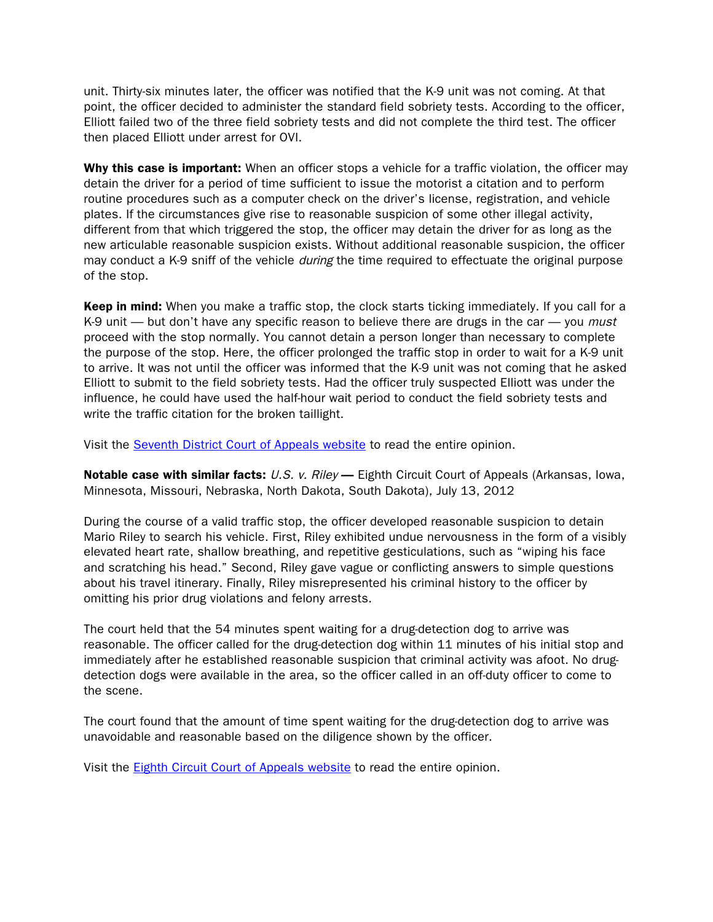unit. Thirty-six minutes later, the officer was notified that the K-9 unit was not coming. At that point, the officer decided to administer the standard field sobriety tests. According to the officer, Elliott failed two of the three field sobriety tests and did not complete the third test. The officer then placed Elliott under arrest for OVI.

**Why this case is important:** When an officer stops a vehicle for a traffic violation, the officer may detain the driver for a period of time sufficient to issue the motorist a citation and to perform routine procedures such as a computer check on the driver's license, registration, and vehicle plates. If the circumstances give rise to reasonable suspicion of some other illegal activity, different from that which triggered the stop, the officer may detain the driver for as long as the new articulable reasonable suspicion exists. Without additional reasonable suspicion, the officer may conduct a K-9 sniff of the vehicle *during* the time required to effectuate the original purpose of the stop.

**Keep in mind:** When you make a traffic stop, the clock starts ticking immediately. If you call for a K-9 unit — but don't have any specific reason to believe there are drugs in the car — you *must* proceed with the stop normally. You cannot detain a person longer than necessary to complete the purpose of the stop. Here, the officer prolonged the traffic stop in order to wait for a K-9 unit to arrive. It was not until the officer was informed that the K-9 unit was not coming that he asked Elliott to submit to the field sobriety tests. Had the officer truly suspected Elliott was under the influence, he could have used the half-hour wait period to conduct the field sobriety tests and write the traffic citation for the broken taillight.

Visit the Seventh District Court of Appeals website to read the entire opinion.

**Notable case with similar facts:** *U.S. v. Riley* **—** Eighth Circuit Court of Appeals (Arkansas, Iowa, Minnesota, Missouri, Nebraska, North Dakota, South Dakota), July 13, 2012

During the course of a valid traffic stop, the officer developed reasonable suspicion to detain Mario Riley to search his vehicle. First, Riley exhibited undue nervousness in the form of a visibly elevated heart rate, shallow breathing, and repetitive gesticulations, such as "wiping his face and scratching his head." Second, Riley gave vague or conflicting answers to simple questions about his travel itinerary. Finally, Riley misrepresented his criminal history to the officer by omitting his prior drug violations and felony arrests.

The court held that the 54 minutes spent waiting for a drug-detection dog to arrive was reasonable. The officer called for the drug-detection dog within 11 minutes of his initial stop and immediately after he established reasonable suspicion that criminal activity was afoot. No drug-detection dogs were available in the area, so the officer called in an off-duty officer to come to the scene.

The court found that the amount of time spent waiting for the drug-detection dog to arrive was unavoidable and reasonable based on the diligence shown by the officer.

Visit the Eighth Circuit Court of Appeals website to read the entire opinion.